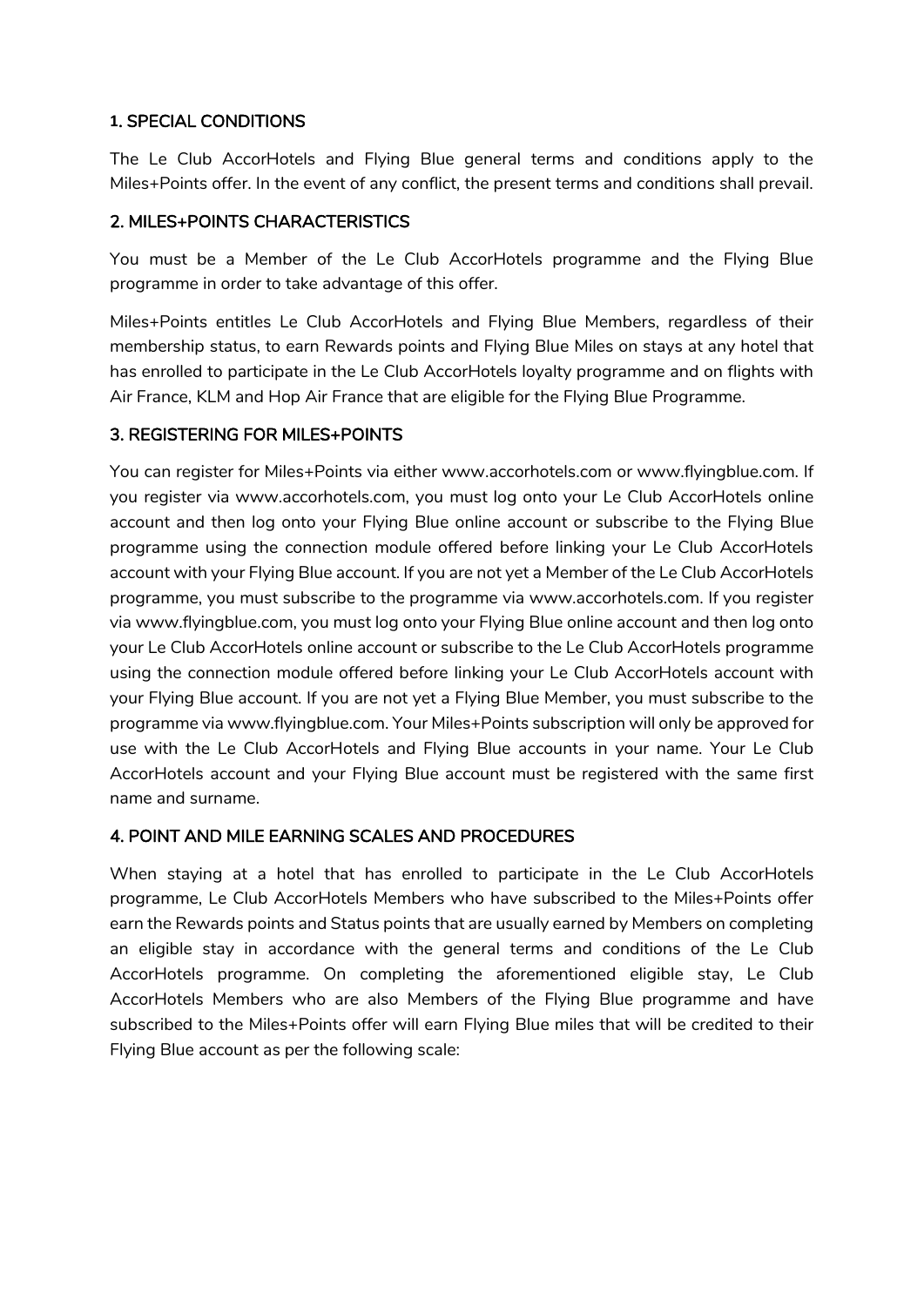## 1. SPECIAL CONDITIONS

The Le Club AccorHotels and Flying Blue general terms and conditions apply to the Miles+Points offer. In the event of any conflict, the present terms and conditions shall prevail.

## 2. MILES+POINTS CHARACTERISTICS

You must be a Member of the Le Club AccorHotels programme and the Flying Blue programme in order to take advantage of this offer.

Miles+Points entitles Le Club AccorHotels and Flying Blue Members, regardless of their membership status, to earn Rewards points and Flying Blue Miles on stays at any hotel that has enrolled to participate in the Le Club AccorHotels loyalty programme and on flights with Air France, KLM and Hop Air France that are eligible for the Flying Blue Programme.

## 3. REGISTERING FOR MILES+POINTS

You can register for Miles+Points via either www.accorhotels.com or www.flyingblue.com. If you register via www.accorhotels.com, you must log onto your Le Club AccorHotels online account and then log onto your Flying Blue online account or subscribe to the Flying Blue programme using the connection module offered before linking your Le Club AccorHotels account with your Flying Blue account. If you are not yet a Member of the Le Club AccorHotels programme, you must subscribe to the programme via www.accorhotels.com. If you register via www.flyingblue.com, you must log onto your Flying Blue online account and then log onto your Le Club AccorHotels online account or subscribe to the Le Club AccorHotels programme using the connection module offered before linking your Le Club AccorHotels account with your Flying Blue account. If you are not yet a Flying Blue Member, you must subscribe to the programme via www.flyingblue.com. Your Miles+Points subscription will only be approved for use with the Le Club AccorHotels and Flying Blue accounts in your name. Your Le Club AccorHotels account and your Flying Blue account must be registered with the same first name and surname.

## 4. POINT AND MILE EARNING SCALES AND PROCEDURES

When staying at a hotel that has enrolled to participate in the Le Club AccorHotels programme, Le Club AccorHotels Members who have subscribed to the Miles+Points offer earn the Rewards points and Status points that are usually earned by Members on completing an eligible stay in accordance with the general terms and conditions of the Le Club AccorHotels programme. On completing the aforementioned eligible stay, Le Club AccorHotels Members who are also Members of the Flying Blue programme and have subscribed to the Miles+Points offer will earn Flying Blue miles that will be credited to their Flying Blue account as per the following scale: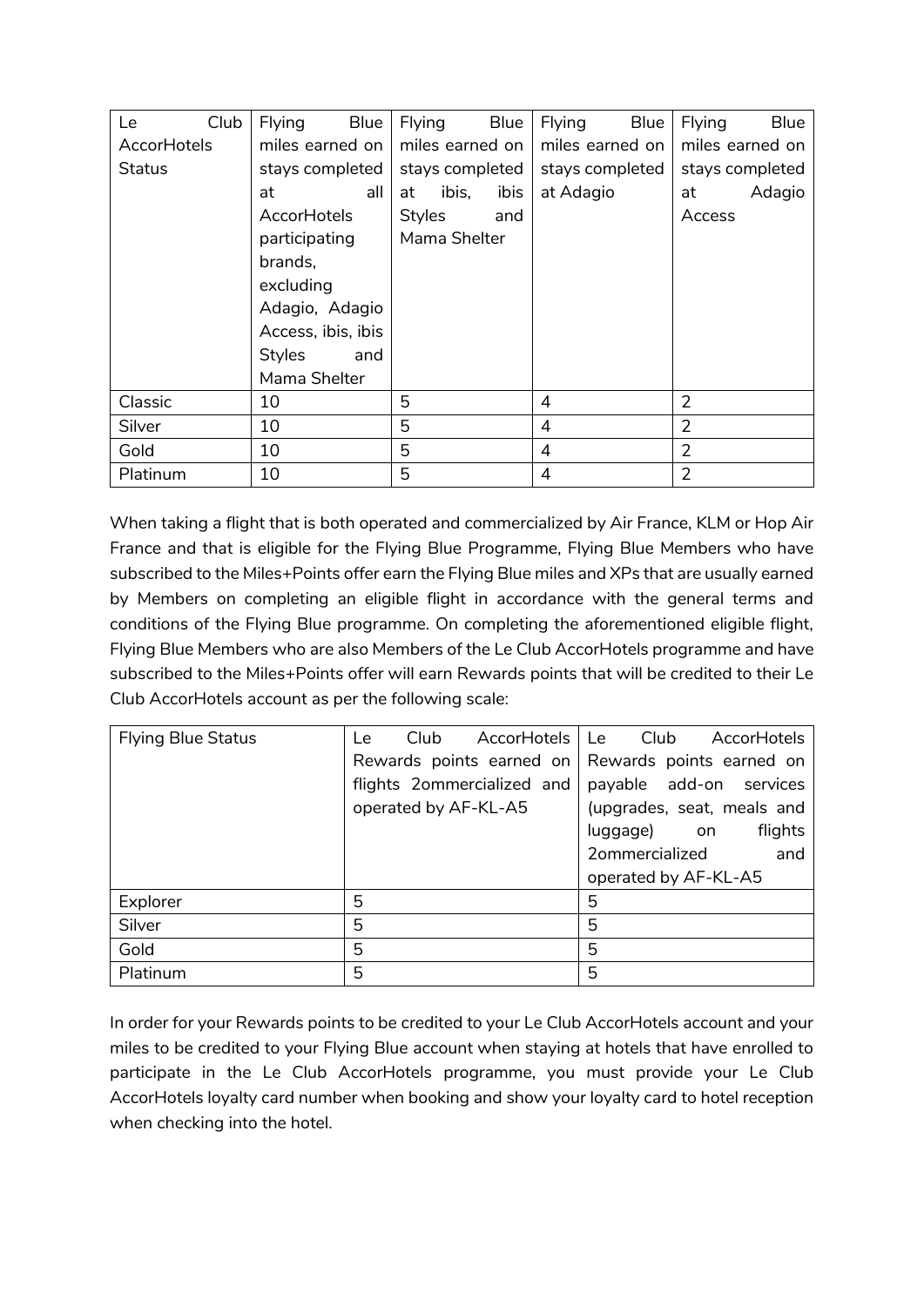| Le Club AccorHotels Status | Flying Blue miles earned on stays completed at all AccorHotels participating brands, excluding Adagio, Adagio Access, ibis, ibis Styles and Mama Shelter | Flying Blue miles earned on stays completed at ibis, ibis Styles and Mama Shelter | Flying Blue miles earned on stays completed at Adagio | Flying Blue miles earned on stays completed at Adagio Access |
|---|---|---|---|---|
| Classic | 10 | 5 | 4 | 2 |
| Silver | 10 | 5 | 4 | 2 |
| Gold | 10 | 5 | 4 | 2 |
| Platinum | 10 | 5 | 4 | 2 |

When taking a flight that is both operated and commercialized by Air France, KLM or Hop Air France and that is eligible for the Flying Blue Programme, Flying Blue Members who have subscribed to the Miles+Points offer earn the Flying Blue miles and XPs that are usually earned by Members on completing an eligible flight in accordance with the general terms and conditions of the Flying Blue programme. On completing the aforementioned eligible flight, Flying Blue Members who are also Members of the Le Club AccorHotels programme and have subscribed to the Miles+Points offer will earn Rewards points that will be credited to their Le Club AccorHotels account as per the following scale:

| Flying Blue Status | Le Club AccorHotels Rewards points earned on flights 2ommercialized and operated by AF-KL-A5 | Le Club AccorHotels Rewards points earned on payable add-on services (upgrades, seat, meals and luggage) on flights 2ommercialized and operated by AF-KL-A5 |
|---|---|---|
| Explorer | 5 | 5 |
| Silver | 5 | 5 |
| Gold | 5 | 5 |
| Platinum | 5 | 5 |

In order for your Rewards points to be credited to your Le Club AccorHotels account and your miles to be credited to your Flying Blue account when staying at hotels that have enrolled to participate in the Le Club AccorHotels programme, you must provide your Le Club AccorHotels loyalty card number when booking and show your loyalty card to hotel reception when checking into the hotel.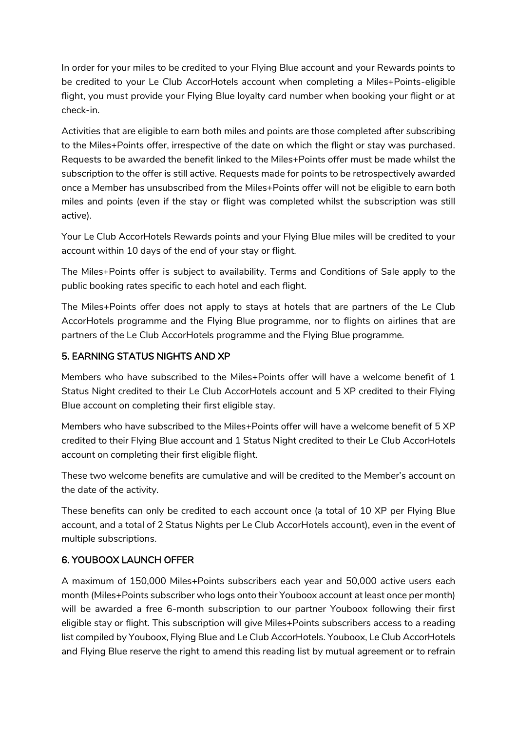In order for your miles to be credited to your Flying Blue account and your Rewards points to be credited to your Le Club AccorHotels account when completing a Miles+Points-eligible flight, you must provide your Flying Blue loyalty card number when booking your flight or at check-in.

Activities that are eligible to earn both miles and points are those completed after subscribing to the Miles+Points offer, irrespective of the date on which the flight or stay was purchased. Requests to be awarded the benefit linked to the Miles+Points offer must be made whilst the subscription to the offer is still active. Requests made for points to be retrospectively awarded once a Member has unsubscribed from the Miles+Points offer will not be eligible to earn both miles and points (even if the stay or flight was completed whilst the subscription was still active).

Your Le Club AccorHotels Rewards points and your Flying Blue miles will be credited to your account within 10 days of the end of your stay or flight.

The Miles+Points offer is subject to availability. Terms and Conditions of Sale apply to the public booking rates specific to each hotel and each flight.

The Miles+Points offer does not apply to stays at hotels that are partners of the Le Club AccorHotels programme and the Flying Blue programme, nor to flights on airlines that are partners of the Le Club AccorHotels programme and the Flying Blue programme.

## 5. EARNING STATUS NIGHTS AND XP

Members who have subscribed to the Miles+Points offer will have a welcome benefit of 1 Status Night credited to their Le Club AccorHotels account and 5 XP credited to their Flying Blue account on completing their first eligible stay.

Members who have subscribed to the Miles+Points offer will have a welcome benefit of 5 XP credited to their Flying Blue account and 1 Status Night credited to their Le Club AccorHotels account on completing their first eligible flight.

These two welcome benefits are cumulative and will be credited to the Member's account on the date of the activity.

These benefits can only be credited to each account once (a total of 10 XP per Flying Blue account, and a total of 2 Status Nights per Le Club AccorHotels account), even in the event of multiple subscriptions.

## 6. YOUBOOX LAUNCH OFFER

A maximum of 150,000 Miles+Points subscribers each year and 50,000 active users each month (Miles+Points subscriber who logs onto their Youboox account at least once per month) will be awarded a free 6-month subscription to our partner Youboox following their first eligible stay or flight. This subscription will give Miles+Points subscribers access to a reading list compiled by Youboox, Flying Blue and Le Club AccorHotels. Youboox, Le Club AccorHotels and Flying Blue reserve the right to amend this reading list by mutual agreement or to refrain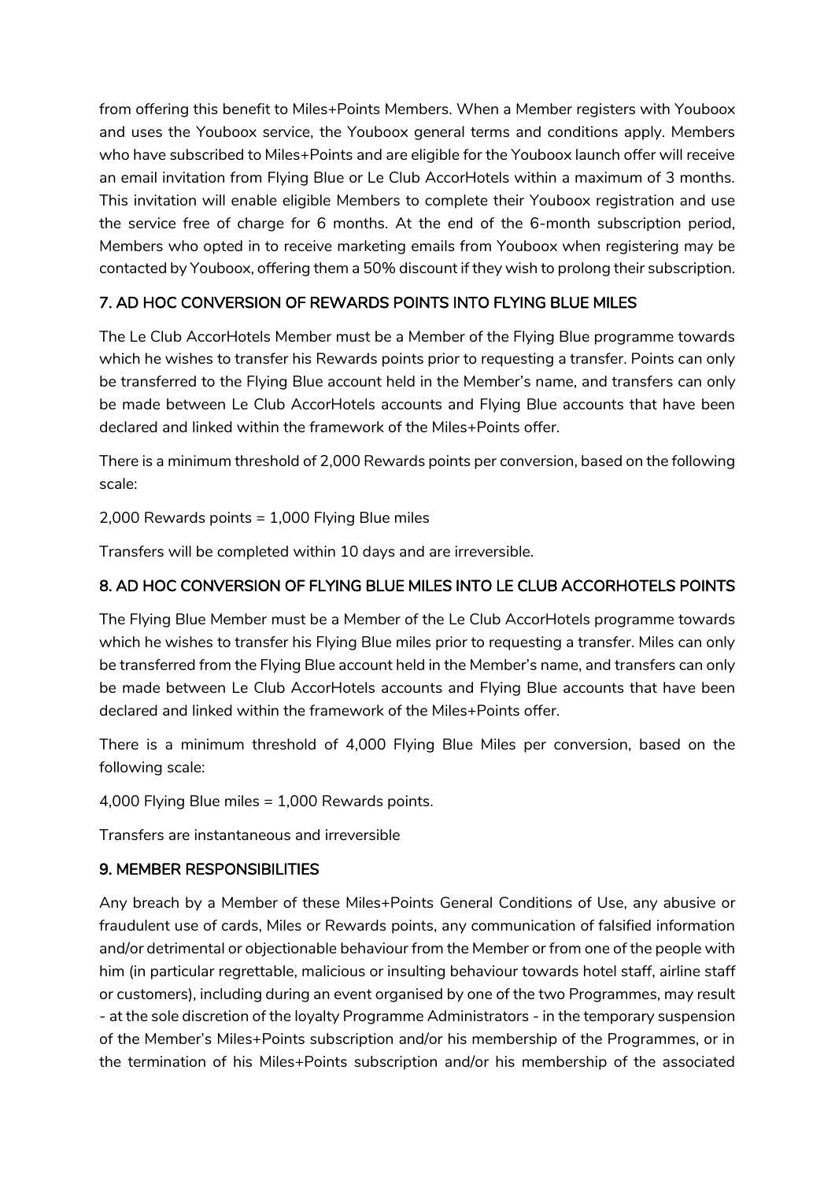from offering this benefit to Miles+Points Members. When a Member registers with Youboox and uses the Youboox service, the Youboox general terms and conditions apply. Members who have subscribed to Miles+Points and are eligible for the Youboox launch offer will receive an email invitation from Flying Blue or Le Club AccorHotels within a maximum of 3 months. This invitation will enable eligible Members to complete their Youboox registration and use the service free of charge for 6 months. At the end of the 6-month subscription period, Members who opted in to receive marketing emails from Youboox when registering may be contacted by Youboox, offering them a 50% discount if they wish to prolong their subscription.

## 7. AD HOC CONVERSION OF REWARDS POINTS INTO FLYING BLUE MILES

The Le Club AccorHotels Member must be a Member of the Flying Blue programme towards which he wishes to transfer his Rewards points prior to requesting a transfer. Points can only be transferred to the Flying Blue account held in the Member's name, and transfers can only be made between Le Club AccorHotels accounts and Flying Blue accounts that have been declared and linked within the framework of the Miles+Points offer.

There is a minimum threshold of 2,000 Rewards points per conversion, based on the following scale:

2,000 Rewards points = 1,000 Flying Blue miles

Transfers will be completed within 10 days and are irreversible.

## 8. AD HOC CONVERSION OF FLYING BLUE MILES INTO LE CLUB ACCORHOTELS POINTS

The Flying Blue Member must be a Member of the Le Club AccorHotels programme towards which he wishes to transfer his Flying Blue miles prior to requesting a transfer. Miles can only be transferred from the Flying Blue account held in the Member's name, and transfers can only be made between Le Club AccorHotels accounts and Flying Blue accounts that have been declared and linked within the framework of the Miles+Points offer.

There is a minimum threshold of 4,000 Flying Blue Miles per conversion, based on the following scale:

4,000 Flying Blue miles = 1,000 Rewards points.

Transfers are instantaneous and irreversible

## 9. MEMBER RESPONSIBILITIES

Any breach by a Member of these Miles+Points General Conditions of Use, any abusive or fraudulent use of cards, Miles or Rewards points, any communication of falsified information and/or detrimental or objectionable behaviour from the Member or from one of the people with him (in particular regrettable, malicious or insulting behaviour towards hotel staff, airline staff or customers), including during an event organised by one of the two Programmes, may result - at the sole discretion of the loyalty Programme Administrators - in the temporary suspension of the Member's Miles+Points subscription and/or his membership of the Programmes, or in the termination of his Miles+Points subscription and/or his membership of the associated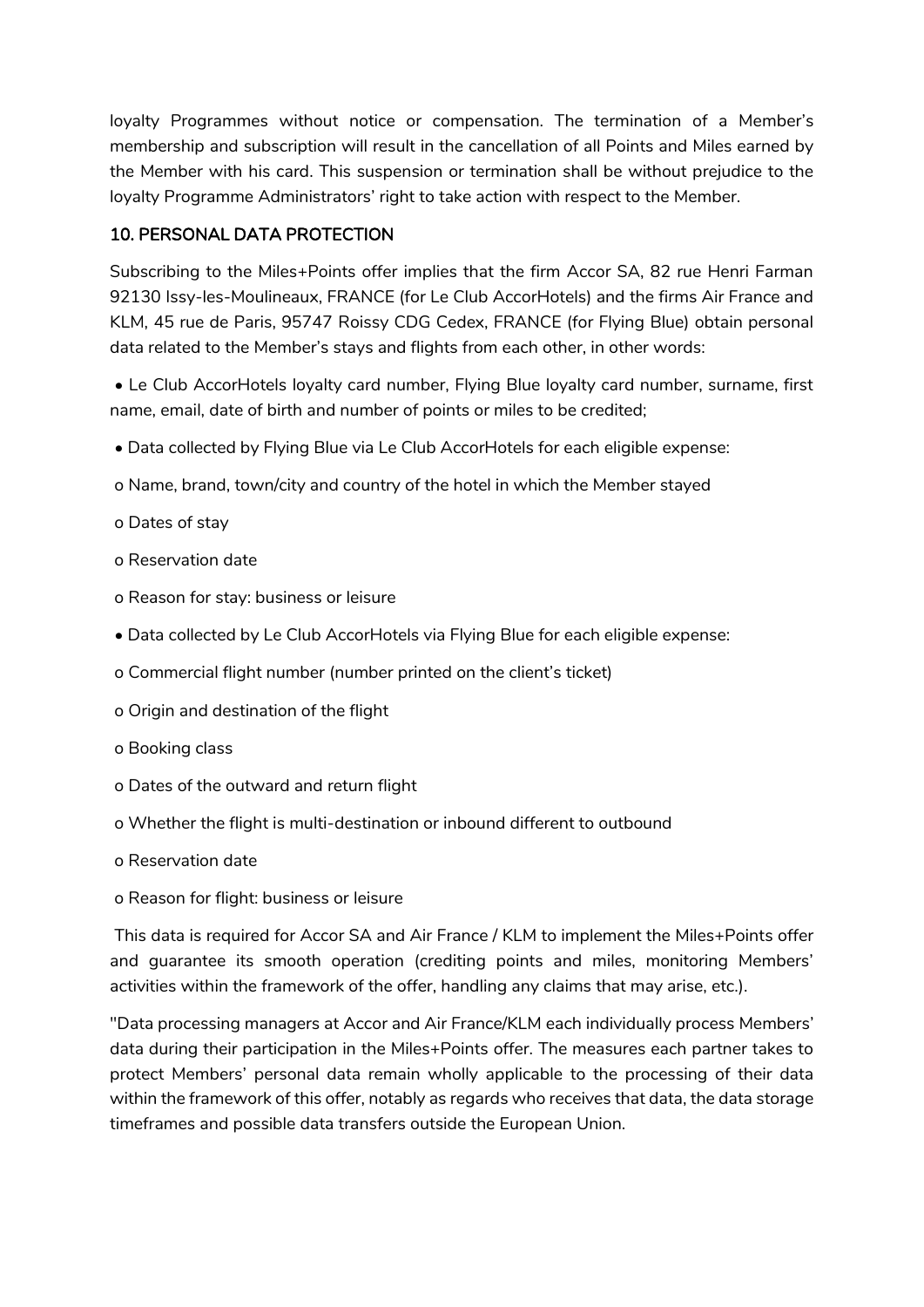loyalty Programmes without notice or compensation. The termination of a Member's membership and subscription will result in the cancellation of all Points and Miles earned by the Member with his card. This suspension or termination shall be without prejudice to the loyalty Programme Administrators' right to take action with respect to the Member.

## 10. PERSONAL DATA PROTECTION

Subscribing to the Miles+Points offer implies that the firm Accor SA, 82 rue Henri Farman 92130 Issy-les-Moulineaux, FRANCE (for Le Club AccorHotels) and the firms Air France and KLM, 45 rue de Paris, 95747 Roissy CDG Cedex, FRANCE (for Flying Blue) obtain personal data related to the Member's stays and flights from each other, in other words:

- Le Club AccorHotels loyalty card number, Flying Blue loyalty card number, surname, first name, email, date of birth and number of points or miles to be credited;
- Data collected by Flying Blue via Le Club AccorHotels for each eligible expense:
  - Name, brand, town/city and country of the hotel in which the Member stayed
  - Dates of stay
  - Reservation date
  - Reason for stay: business or leisure
- Data collected by Le Club AccorHotels via Flying Blue for each eligible expense:
  - Commercial flight number (number printed on the client's ticket)
  - Origin and destination of the flight
  - Booking class
  - Dates of the outward and return flight
  - Whether the flight is multi-destination or inbound different to outbound
  - Reservation date
  - Reason for flight: business or leisure

This data is required for Accor SA and Air France / KLM to implement the Miles+Points offer and guarantee its smooth operation (crediting points and miles, monitoring Members' activities within the framework of the offer, handling any claims that may arise, etc.).

"Data processing managers at Accor and Air France/KLM each individually process Members' data during their participation in the Miles+Points offer. The measures each partner takes to protect Members' personal data remain wholly applicable to the processing of their data within the framework of this offer, notably as regards who receives that data, the data storage timeframes and possible data transfers outside the European Union.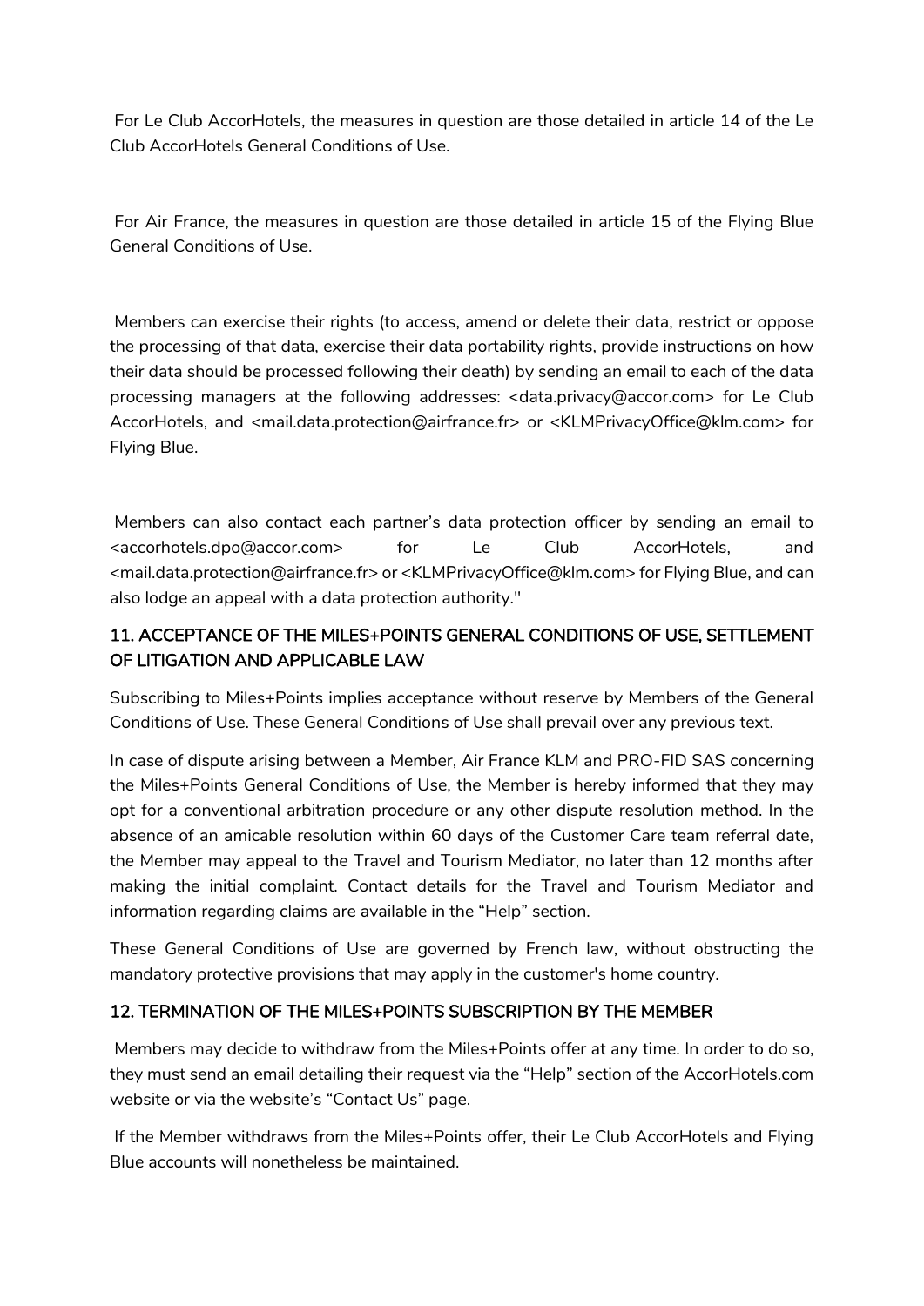For Le Club AccorHotels, the measures in question are those detailed in article 14 of the Le Club AccorHotels General Conditions of Use.

For Air France, the measures in question are those detailed in article 15 of the Flying Blue General Conditions of Use.

Members can exercise their rights (to access, amend or delete their data, restrict or oppose the processing of that data, exercise their data portability rights, provide instructions on how their data should be processed following their death) by sending an email to each of the data processing managers at the following addresses: <data.privacy@accor.com> for Le Club AccorHotels, and <mail.data.protection@airfrance.fr> or <KLMPrivacyOffice@klm.com> for Flying Blue.

Members can also contact each partner's data protection officer by sending an email to <accorhotels.dpo@accor.com> for Le Club AccorHotels, and <mail.data.protection@airfrance.fr> or <KLMPrivacyOffice@klm.com> for Flying Blue, and can also lodge an appeal with a data protection authority."

## 11. ACCEPTANCE OF THE MILES+POINTS GENERAL CONDITIONS OF USE, SETTLEMENT OF LITIGATION AND APPLICABLE LAW

Subscribing to Miles+Points implies acceptance without reserve by Members of the General Conditions of Use. These General Conditions of Use shall prevail over any previous text.

In case of dispute arising between a Member, Air France KLM and PRO-FID SAS concerning the Miles+Points General Conditions of Use, the Member is hereby informed that they may opt for a conventional arbitration procedure or any other dispute resolution method. In the absence of an amicable resolution within 60 days of the Customer Care team referral date, the Member may appeal to the Travel and Tourism Mediator, no later than 12 months after making the initial complaint. Contact details for the Travel and Tourism Mediator and information regarding claims are available in the "Help" section.

These General Conditions of Use are governed by French law, without obstructing the mandatory protective provisions that may apply in the customer's home country.

## 12. TERMINATION OF THE MILES+POINTS SUBSCRIPTION BY THE MEMBER

Members may decide to withdraw from the Miles+Points offer at any time. In order to do so, they must send an email detailing their request via the "Help" section of the AccorHotels.com website or via the website's "Contact Us" page.

If the Member withdraws from the Miles+Points offer, their Le Club AccorHotels and Flying Blue accounts will nonetheless be maintained.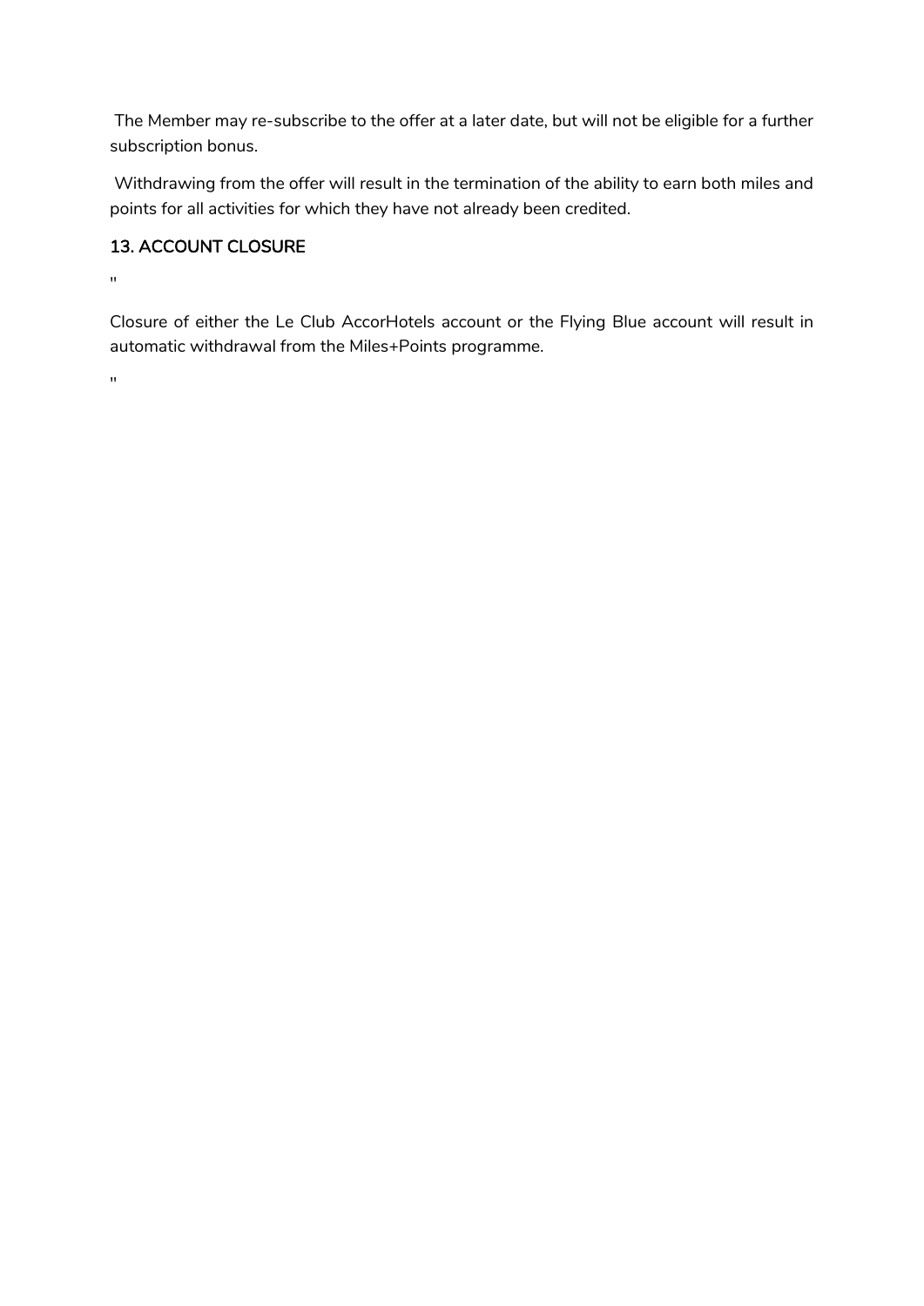The Member may re-subscribe to the offer at a later date, but will not be eligible for a further subscription bonus.

Withdrawing from the offer will result in the termination of the ability to earn both miles and points for all activities for which they have not already been credited.

## 13. ACCOUNT CLOSURE

"

Closure of either the Le Club AccorHotels account or the Flying Blue account will result in automatic withdrawal from the Miles+Points programme.

"